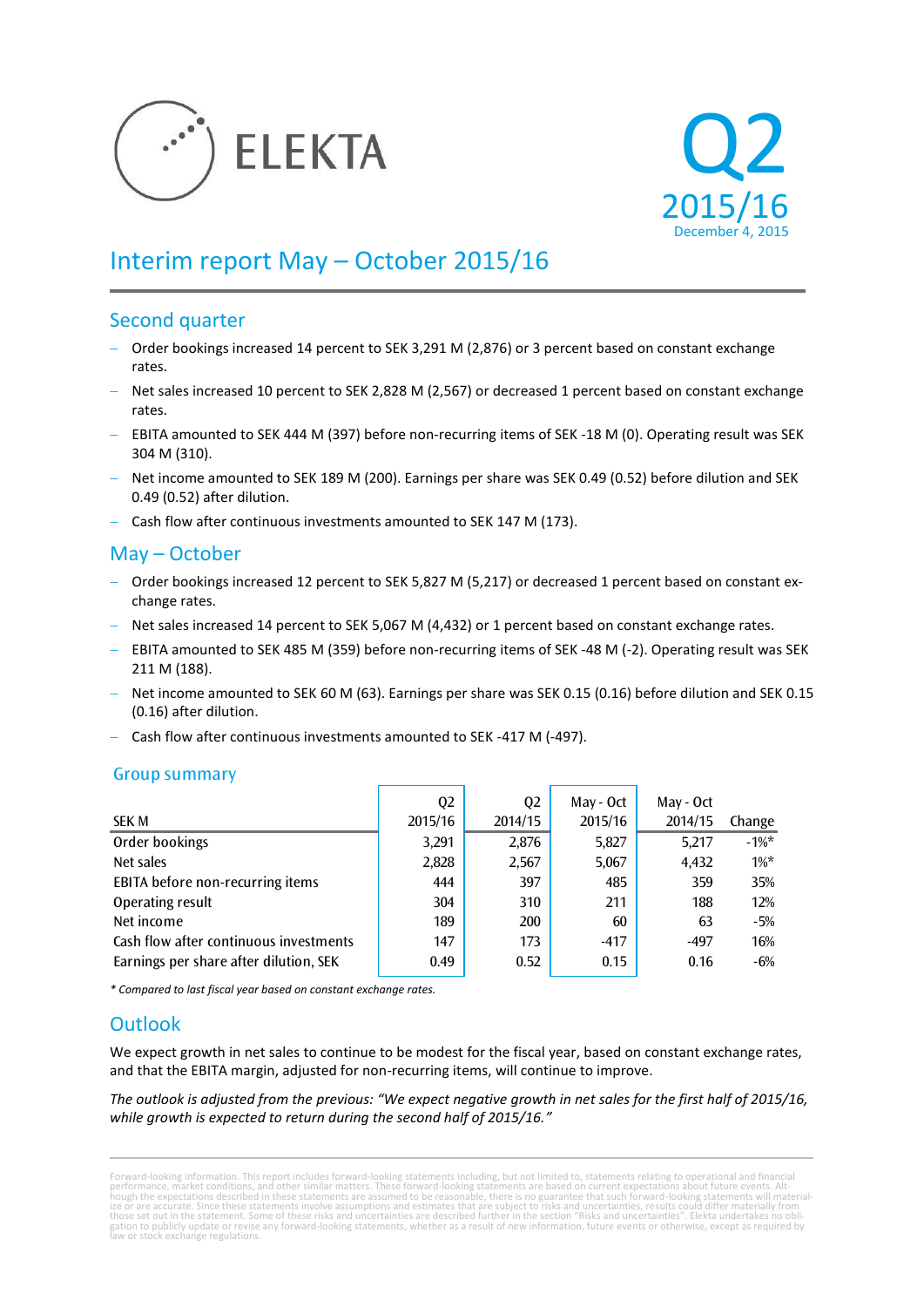ELEKTA

# Q2 2015/16

December 4, 2015

# Interim report May – October 2015/16

## Second quarter

- Order bookings increased 14 percent to SEK 3,291 M (2,876) or 3 percent based on constant exchange rates.
- Net sales increased 10 percent to SEK 2,828 M (2,567) or decreased 1 percent based on constant exchange rates.
- EBITA amounted to SEK 444 M (397) before non-recurring items of SEK -18 M (0). Operating result was SEK 304 M (310).
- Net income amounted to SEK 189 M (200). Earnings per share was SEK 0.49 (0.52) before dilution and SEK 0.49 (0.52) after dilution.
- Cash flow after continuous investments amounted to SEK 147 M (173).

## May – October

- Order bookings increased 12 percent to SEK 5,827 M (5,217) or decreased 1 percent based on constant exchange rates.
- Net sales increased 14 percent to SEK 5,067 M (4,432) or 1 percent based on constant exchange rates.
- EBITA amounted to SEK 485 M (359) before non-recurring items of SEK -48 M (-2). Operating result was SEK 211 M (188).
- Net income amounted to SEK 60 M (63). Earnings per share was SEK 0.15 (0.16) before dilution and SEK 0.15 (0.16) after dilution.
- Cash flow after continuous investments amounted to SEK -417 M (-497).

### Group summary

| SEK M | Q2 2015/16 | Q2 2014/15 | May - Oct 2015/16 | May - Oct 2014/15 | Change |
|---|---|---|---|---|---|
| Order bookings | 3,291 | 2,876 | 5,827 | 5,217 | -1%* |
| Net sales | 2,828 | 2,567 | 5,067 | 4,432 | 1%* |
| EBITA before non-recurring items | 444 | 397 | 485 | 359 | 35% |
| Operating result | 304 | 310 | 211 | 188 | 12% |
| Net income | 189 | 200 | 60 | 63 | -5% |
| Cash flow after continuous investments | 147 | 173 | -417 | -497 | 16% |
| Earnings per share after dilution, SEK | 0.49 | 0.52 | 0.15 | 0.16 | -6% |

*\* Compared to last fiscal year based on constant exchange rates.*

## Outlook

We expect growth in net sales to continue to be modest for the fiscal year, based on constant exchange rates, and that the EBITA margin, adjusted for non-recurring items, will continue to improve.

*The outlook is adjusted from the previous: "We expect negative growth in net sales for the first half of 2015/16, while growth is expected to return during the second half of 2015/16."*

Forward-looking information. This report includes forward-looking statements including, but not limited to, statements relating to operational and financial performance, market conditions, and other similar matters. These forward-looking statements are based on current expectations about future events. Although the expectations described in these statements are assumed to be reasonable, there is no guarantee that such forward-looking statements will materialize or are accurate. Since these statements involve assumptions and estimates that are subject to risks and uncertainties, results could differ materially from those set out in the statement. Some of these risks and uncertainties are described further in the section "Risks and uncertainties". Elekta undertakes no obligation to publicly update or revise any forward-looking statements, whether as a result of new information, future events or otherwise, except as required by law or stock exchange regulations.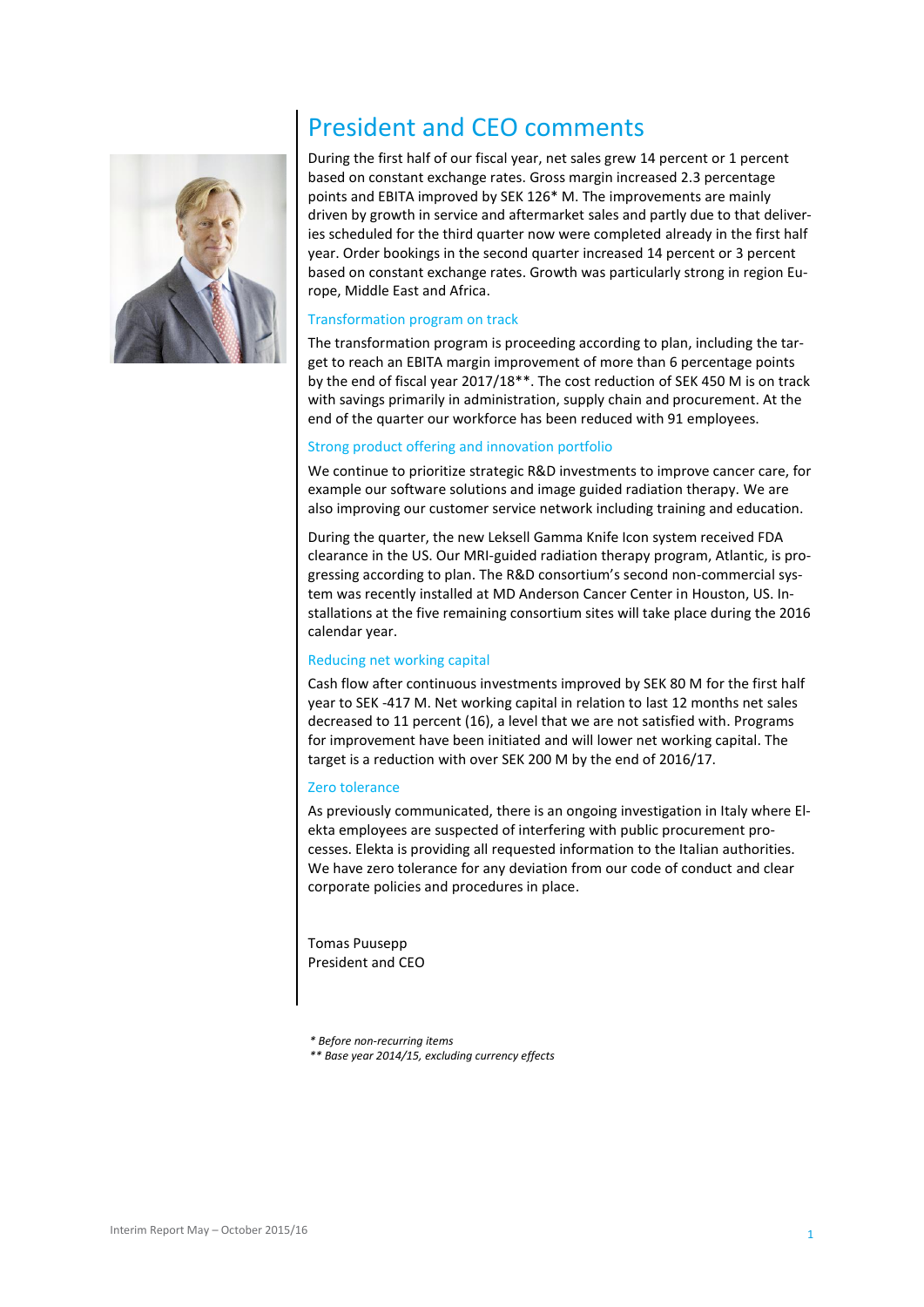# President and CEO comments

During the first half of our fiscal year, net sales grew 14 percent or 1 percent based on constant exchange rates. Gross margin increased 2.3 percentage points and EBITA improved by SEK 126* M. The improvements are mainly driven by growth in service and aftermarket sales and partly due to that deliveries scheduled for the third quarter now were completed already in the first half year. Order bookings in the second quarter increased 14 percent or 3 percent based on constant exchange rates. Growth was particularly strong in region Europe, Middle East and Africa.

## Transformation program on track

The transformation program is proceeding according to plan, including the target to reach an EBITA margin improvement of more than 6 percentage points by the end of fiscal year 2017/18**. The cost reduction of SEK 450 M is on track with savings primarily in administration, supply chain and procurement. At the end of the quarter our workforce has been reduced with 91 employees.

## Strong product offering and innovation portfolio

We continue to prioritize strategic R&D investments to improve cancer care, for example our software solutions and image guided radiation therapy. We are also improving our customer service network including training and education.

During the quarter, the new Leksell Gamma Knife Icon system received FDA clearance in the US. Our MRI-guided radiation therapy program, Atlantic, is progressing according to plan. The R&D consortium's second non-commercial system was recently installed at MD Anderson Cancer Center in Houston, US. Installations at the five remaining consortium sites will take place during the 2016 calendar year.

## Reducing net working capital

Cash flow after continuous investments improved by SEK 80 M for the first half year to SEK -417 M. Net working capital in relation to last 12 months net sales decreased to 11 percent (16), a level that we are not satisfied with. Programs for improvement have been initiated and will lower net working capital. The target is a reduction with over SEK 200 M by the end of 2016/17.

## Zero tolerance

As previously communicated, there is an ongoing investigation in Italy where Elekta employees are suspected of interfering with public procurement processes. Elekta is providing all requested information to the Italian authorities. We have zero tolerance for any deviation from our code of conduct and clear corporate policies and procedures in place.

Tomas Puusepp
President and CEO

*\* Before non-recurring items*
*\*\* Base year 2014/15, excluding currency effects*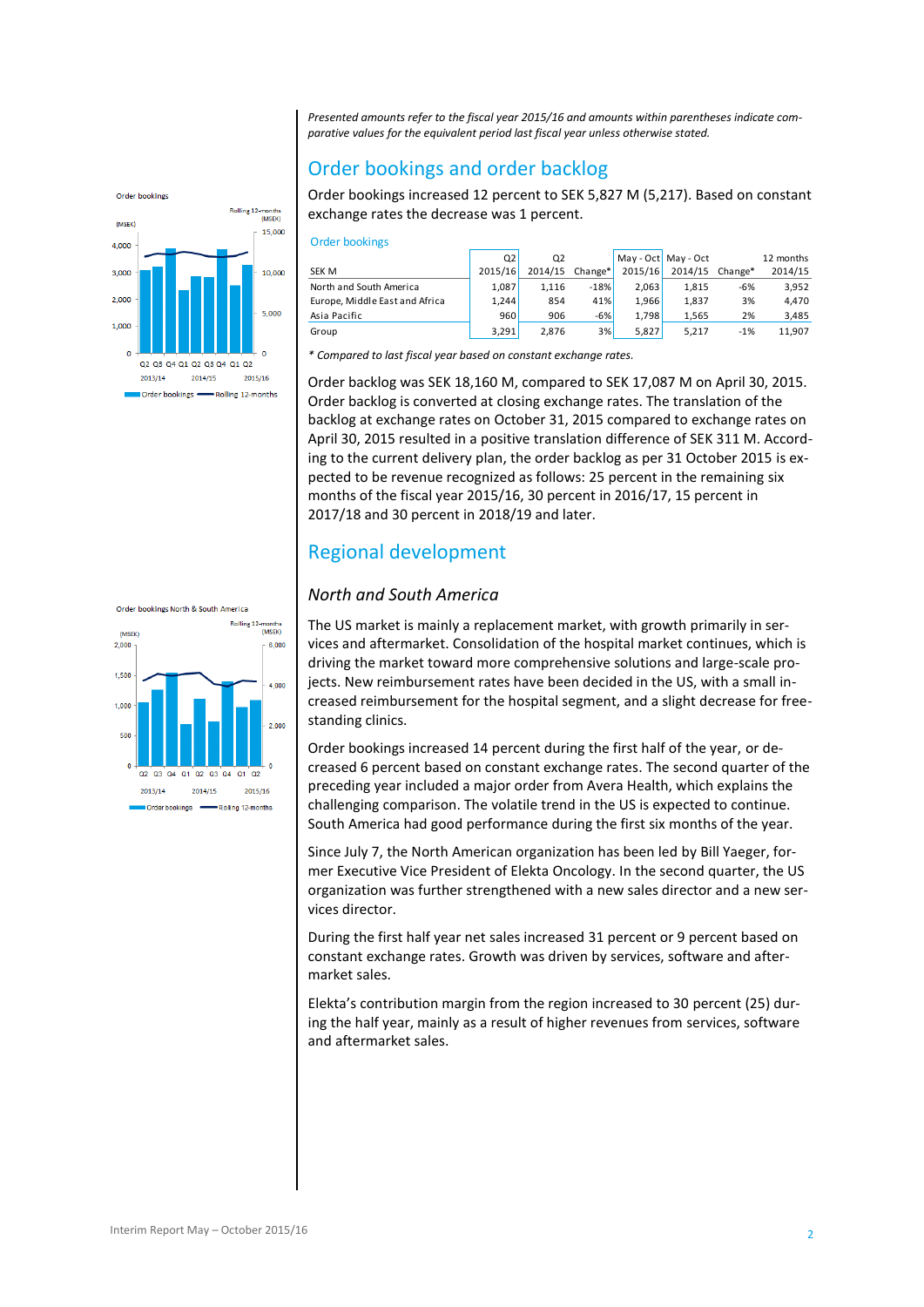*Presented amounts refer to the fiscal year 2015/16 and amounts within parentheses indicate comparative values for the equivalent period last fiscal year unless otherwise stated.*

## Order bookings and order backlog

Order bookings increased 12 percent to SEK 5,827 M (5,217). Based on constant exchange rates the decrease was 1 percent.

Order bookings

| SEK M | Q2 2015/16 | Q2 2014/15 | Change* | May - Oct 2015/16 | May - Oct 2014/15 | Change* | 12 months 2014/15 |
|---|---|---|---|---|---|---|---|
| North and South America | 1,087 | 1,116 | -18% | 2,063 | 1,815 | -6% | 3,952 |
| Europe, Middle East and Africa | 1,244 | 854 | 41% | 1,966 | 1,837 | 3% | 4,470 |
| Asia Pacific | 960 | 906 | -6% | 1,798 | 1,565 | 2% | 3,485 |
| Group | 3,291 | 2,876 | 3% | 5,827 | 5,217 | -1% | 11,907 |

*\* Compared to last fiscal year based on constant exchange rates.*

Order backlog was SEK 18,160 M, compared to SEK 17,087 M on April 30, 2015. Order backlog is converted at closing exchange rates. The translation of the backlog at exchange rates on October 31, 2015 compared to exchange rates on April 30, 2015 resulted in a positive translation difference of SEK 311 M. According to the current delivery plan, the order backlog as per 31 October 2015 is expected to be revenue recognized as follows: 25 percent in the remaining six months of the fiscal year 2015/16, 30 percent in 2016/17, 15 percent in 2017/18 and 30 percent in 2018/19 and later.

## Regional development

### *North and South America*

The US market is mainly a replacement market, with growth primarily in services and aftermarket. Consolidation of the hospital market continues, which is driving the market toward more comprehensive solutions and large-scale projects. New reimbursement rates have been decided in the US, with a small increased reimbursement for the hospital segment, and a slight decrease for freestanding clinics.

Order bookings increased 14 percent during the first half of the year, or decreased 6 percent based on constant exchange rates. The second quarter of the preceding year included a major order from Avera Health, which explains the challenging comparison. The volatile trend in the US is expected to continue. South America had good performance during the first six months of the year.

Since July 7, the North American organization has been led by Bill Yaeger, former Executive Vice President of Elekta Oncology. In the second quarter, the US organization was further strengthened with a new sales director and a new services director.

During the first half year net sales increased 31 percent or 9 percent based on constant exchange rates. Growth was driven by services, software and aftermarket sales.

Elekta's contribution margin from the region increased to 30 percent (25) during the half year, mainly as a result of higher revenues from services, software and aftermarket sales.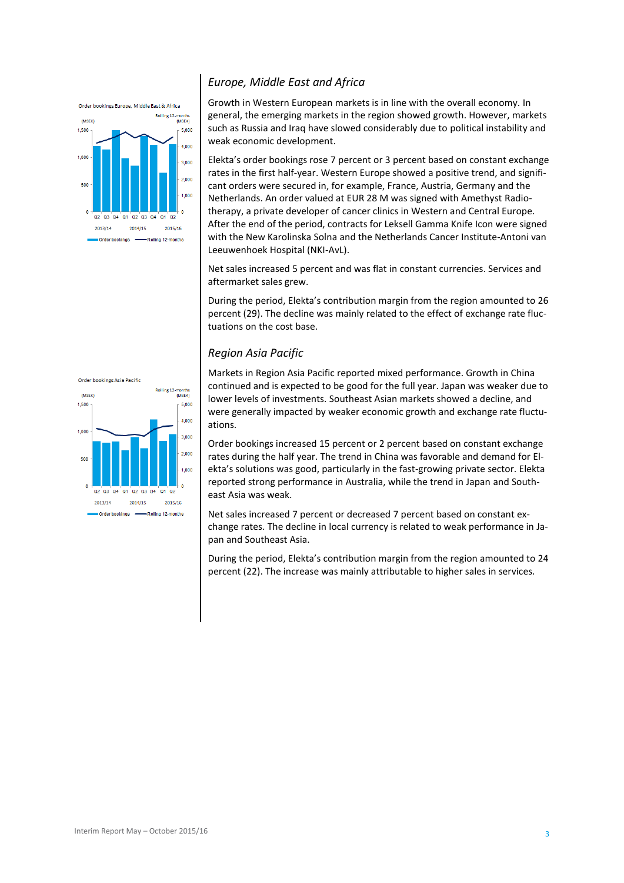## *Europe, Middle East and Africa*

Growth in Western European markets is in line with the overall economy. In general, the emerging markets in the region showed growth. However, markets such as Russia and Iraq have slowed considerably due to political instability and weak economic development.

Elekta's order bookings rose 7 percent or 3 percent based on constant exchange rates in the first half-year. Western Europe showed a positive trend, and significant orders were secured in, for example, France, Austria, Germany and the Netherlands. An order valued at EUR 28 M was signed with Amethyst Radiotherapy, a private developer of cancer clinics in Western and Central Europe. After the end of the period, contracts for Leksell Gamma Knife Icon were signed with the New Karolinska Solna and the Netherlands Cancer Institute-Antoni van Leeuwenhoek Hospital (NKI-AvL).

Net sales increased 5 percent and was flat in constant currencies. Services and aftermarket sales grew.

During the period, Elekta's contribution margin from the region amounted to 26 percent (29). The decline was mainly related to the effect of exchange rate fluctuations on the cost base.

## *Region Asia Pacific*

Markets in Region Asia Pacific reported mixed performance. Growth in China continued and is expected to be good for the full year. Japan was weaker due to lower levels of investments. Southeast Asian markets showed a decline, and were generally impacted by weaker economic growth and exchange rate fluctuations.

Order bookings increased 15 percent or 2 percent based on constant exchange rates during the half year. The trend in China was favorable and demand for Elekta's solutions was good, particularly in the fast-growing private sector. Elekta reported strong performance in Australia, while the trend in Japan and Southeast Asia was weak.

Net sales increased 7 percent or decreased 7 percent based on constant exchange rates. The decline in local currency is related to weak performance in Japan and Southeast Asia.

During the period, Elekta's contribution margin from the region amounted to 24 percent (22). The increase was mainly attributable to higher sales in services.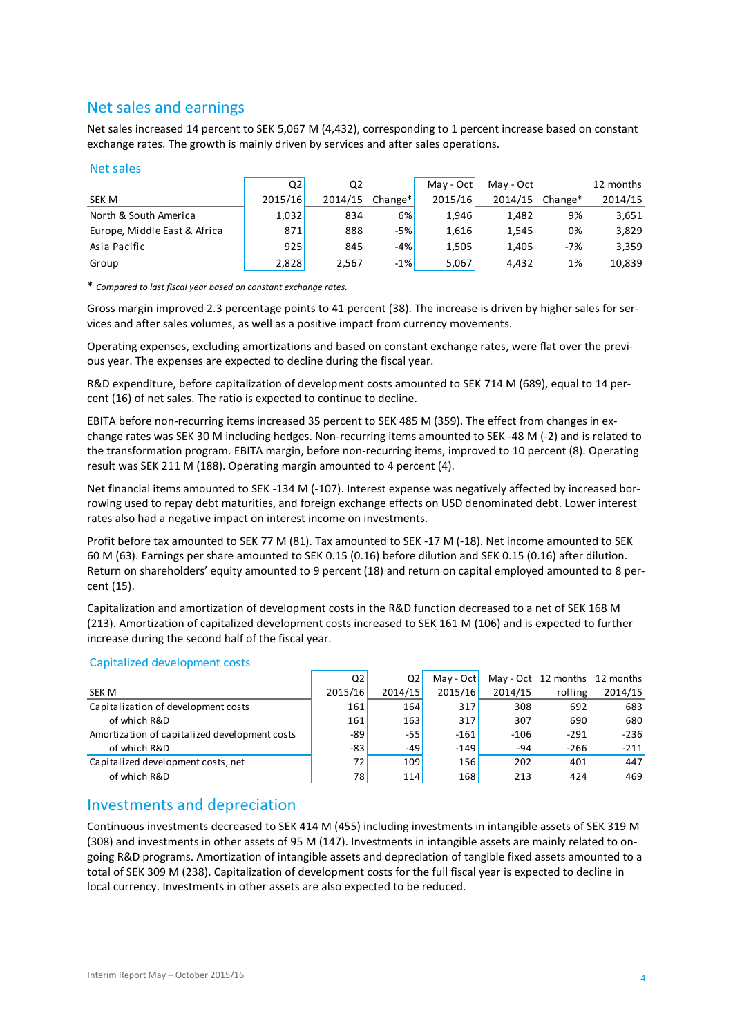## Net sales and earnings

Net sales increased 14 percent to SEK 5,067 M (4,432), corresponding to 1 percent increase based on constant exchange rates. The growth is mainly driven by services and after sales operations.

### Net sales

| SEK M | Q2 2015/16 | Q2 2014/15 | Change* | May - Oct 2015/16 | May - Oct 2014/15 | Change* | 12 months 2014/15 |
|---|---|---|---|---|---|---|---|
| North & South America | 1,032 | 834 | 6% | 1,946 | 1,482 | 9% | 3,651 |
| Europe, Middle East & Africa | 871 | 888 | -5% | 1,616 | 1,545 | 0% | 3,829 |
| Asia Pacific | 925 | 845 | -4% | 1,505 | 1,405 | -7% | 3,359 |
| Group | 2,828 | 2,567 | -1% | 5,067 | 4,432 | 1% | 10,839 |

\* *Compared to last fiscal year based on constant exchange rates.*

Gross margin improved 2.3 percentage points to 41 percent (38). The increase is driven by higher sales for services and after sales volumes, as well as a positive impact from currency movements.

Operating expenses, excluding amortizations and based on constant exchange rates, were flat over the previous year. The expenses are expected to decline during the fiscal year.

R&D expenditure, before capitalization of development costs amounted to SEK 714 M (689), equal to 14 percent (16) of net sales. The ratio is expected to continue to decline.

EBITA before non-recurring items increased 35 percent to SEK 485 M (359). The effect from changes in exchange rates was SEK 30 M including hedges. Non-recurring items amounted to SEK -48 M (-2) and is related to the transformation program. EBITA margin, before non-recurring items, improved to 10 percent (8). Operating result was SEK 211 M (188). Operating margin amounted to 4 percent (4).

Net financial items amounted to SEK -134 M (-107). Interest expense was negatively affected by increased borrowing used to repay debt maturities, and foreign exchange effects on USD denominated debt. Lower interest rates also had a negative impact on interest income on investments.

Profit before tax amounted to SEK 77 M (81). Tax amounted to SEK -17 M (-18). Net income amounted to SEK 60 M (63). Earnings per share amounted to SEK 0.15 (0.16) before dilution and SEK 0.15 (0.16) after dilution. Return on shareholders' equity amounted to 9 percent (18) and return on capital employed amounted to 8 percent (15).

Capitalization and amortization of development costs in the R&D function decreased to a net of SEK 168 M (213). Amortization of capitalized development costs increased to SEK 161 M (106) and is expected to further increase during the second half of the fiscal year.

### Capitalized development costs

| SEK M | Q2 2015/16 | Q2 2014/15 | May - Oct 2015/16 | May - Oct 2014/15 | 12 months rolling | 12 months 2014/15 |
|---|---|---|---|---|---|---|
| Capitalization of development costs | 161 | 164 | 317 | 308 | 692 | 683 |
| of which R&D | 161 | 163 | 317 | 307 | 690 | 680 |
| Amortization of capitalized development costs | -89 | -55 | -161 | -106 | -291 | -236 |
| of which R&D | -83 | -49 | -149 | -94 | -266 | -211 |
| Capitalized development costs, net | 72 | 109 | 156 | 202 | 401 | 447 |
| of which R&D | 78 | 114 | 168 | 213 | 424 | 469 |

## Investments and depreciation

Continuous investments decreased to SEK 414 M (455) including investments in intangible assets of SEK 319 M (308) and investments in other assets of 95 M (147). Investments in intangible assets are mainly related to ongoing R&D programs. Amortization of intangible assets and depreciation of tangible fixed assets amounted to a total of SEK 309 M (238). Capitalization of development costs for the full fiscal year is expected to decline in local currency. Investments in other assets are also expected to be reduced.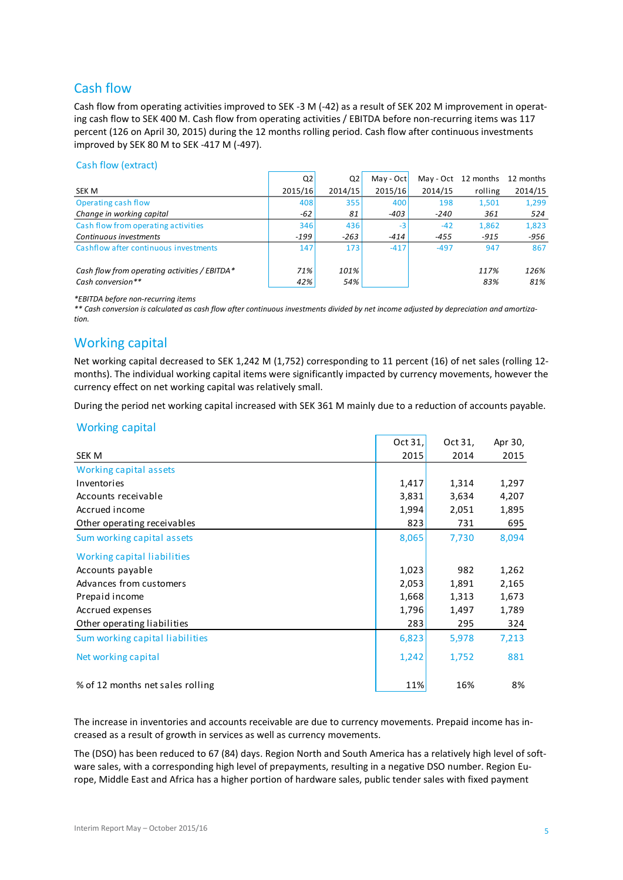## Cash flow

Cash flow from operating activities improved to SEK -3 M (-42) as a result of SEK 202 M improvement in operating cash flow to SEK 400 M. Cash flow from operating activities / EBITDA before non-recurring items was 117 percent (126 on April 30, 2015) during the 12 months rolling period. Cash flow after continuous investments improved by SEK 80 M to SEK -417 M (-497).

### Cash flow (extract)

| SEK M | Q2 2015/16 | Q2 2014/15 | May - Oct 2015/16 | May - Oct 2014/15 | 12 months rolling | 12 months 2014/15 |
|---|---|---|---|---|---|---|
| Operating cash flow | 408 | 355 | 400 | 198 | 1,501 | 1,299 |
| *Change in working capital* | *-62* | *81* | *-403* | *-240* | *361* | *524* |
| Cash flow from operating activities | 346 | 436 | -3 | -42 | 1,862 | 1,823 |
| *Continuous investments* | *-199* | *-263* | *-414* | *-455* | *-915* | *-956* |
| Cashflow after continuous investments | 147 | 173 | -417 | -497 | 947 | 867 |
| | | | | | | |
| *Cash flow from operating activities / EBITDA** | *71%* | *101%* | | | *117%* | *126%* |
| *Cash conversion*** | *42%* | *54%* | | | *83%* | *81%* |

*\*EBITDA before non-recurring items*
*\*\* Cash conversion is calculated as cash flow after continuous investments divided by net income adjusted by depreciation and amortization.*

## Working capital

Net working capital decreased to SEK 1,242 M (1,752) corresponding to 11 percent (16) of net sales (rolling 12-months). The individual working capital items were significantly impacted by currency movements, however the currency effect on net working capital was relatively small.

During the period net working capital increased with SEK 361 M mainly due to a reduction of accounts payable.

### Working capital

| SEK M | Oct 31, 2015 | Oct 31, 2014 | Apr 30, 2015 |
|---|---|---|---|
| Working capital assets | | | |
| Inventories | 1,417 | 1,314 | 1,297 |
| Accounts receivable | 3,831 | 3,634 | 4,207 |
| Accrued income | 1,994 | 2,051 | 1,895 |
| Other operating receivables | 823 | 731 | 695 |
| Sum working capital assets | 8,065 | 7,730 | 8,094 |
| Working capital liabilities | | | |
| Accounts payable | 1,023 | 982 | 1,262 |
| Advances from customers | 2,053 | 1,891 | 2,165 |
| Prepaid income | 1,668 | 1,313 | 1,673 |
| Accrued expenses | 1,796 | 1,497 | 1,789 |
| Other operating liabilities | 283 | 295 | 324 |
| Sum working capital liabilities | 6,823 | 5,978 | 7,213 |
| Net working capital | 1,242 | 1,752 | 881 |
| | | | |
| % of 12 months net sales rolling | 11% | 16% | 8% |

The increase in inventories and accounts receivable are due to currency movements. Prepaid income has increased as a result of growth in services as well as currency movements.

The (DSO) has been reduced to 67 (84) days. Region North and South America has a relatively high level of software sales, with a corresponding high level of prepayments, resulting in a negative DSO number. Region Europe, Middle East and Africa has a higher portion of hardware sales, public tender sales with fixed payment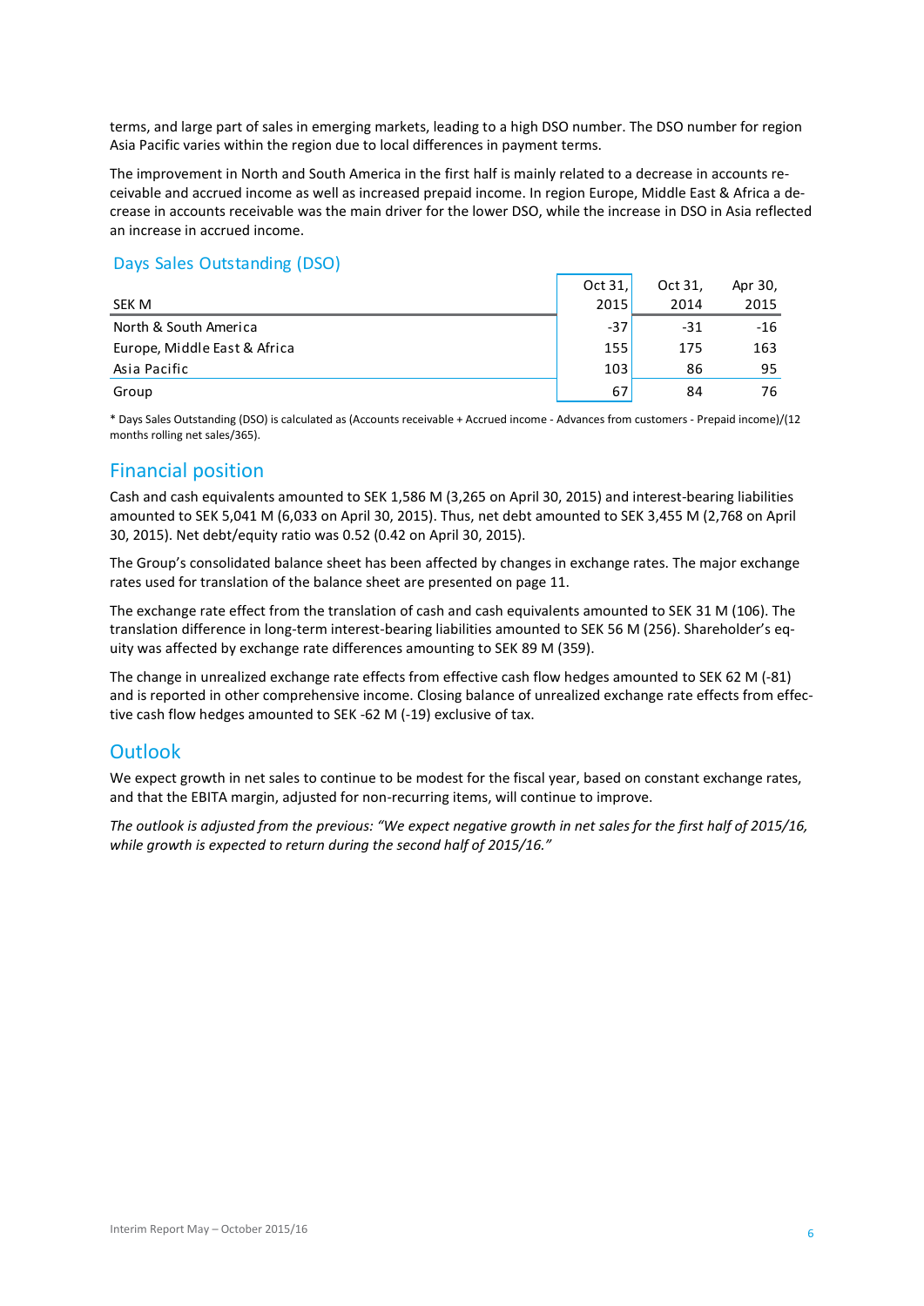terms, and large part of sales in emerging markets, leading to a high DSO number. The DSO number for region Asia Pacific varies within the region due to local differences in payment terms.

The improvement in North and South America in the first half is mainly related to a decrease in accounts receivable and accrued income as well as increased prepaid income. In region Europe, Middle East & Africa a decrease in accounts receivable was the main driver for the lower DSO, while the increase in DSO in Asia reflected an increase in accrued income.

### Days Sales Outstanding (DSO)

| SEK M | Oct 31, 2015 | Oct 31, 2014 | Apr 30, 2015 |
|---|---|---|---|
| North & South America | -37 | -31 | -16 |
| Europe, Middle East & Africa | 155 | 175 | 163 |
| Asia Pacific | 103 | 86 | 95 |
| Group | 67 | 84 | 76 |

* Days Sales Outstanding (DSO) is calculated as (Accounts receivable + Accrued income - Advances from customers - Prepaid income)/(12 months rolling net sales/365).

## Financial position

Cash and cash equivalents amounted to SEK 1,586 M (3,265 on April 30, 2015) and interest-bearing liabilities amounted to SEK 5,041 M (6,033 on April 30, 2015). Thus, net debt amounted to SEK 3,455 M (2,768 on April 30, 2015). Net debt/equity ratio was 0.52 (0.42 on April 30, 2015).

The Group's consolidated balance sheet has been affected by changes in exchange rates. The major exchange rates used for translation of the balance sheet are presented on page 11.

The exchange rate effect from the translation of cash and cash equivalents amounted to SEK 31 M (106). The translation difference in long-term interest-bearing liabilities amounted to SEK 56 M (256). Shareholder's equity was affected by exchange rate differences amounting to SEK 89 M (359).

The change in unrealized exchange rate effects from effective cash flow hedges amounted to SEK 62 M (-81) and is reported in other comprehensive income. Closing balance of unrealized exchange rate effects from effective cash flow hedges amounted to SEK -62 M (-19) exclusive of tax.

## Outlook

We expect growth in net sales to continue to be modest for the fiscal year, based on constant exchange rates, and that the EBITA margin, adjusted for non-recurring items, will continue to improve.

*The outlook is adjusted from the previous: "We expect negative growth in net sales for the first half of 2015/16, while growth is expected to return during the second half of 2015/16."*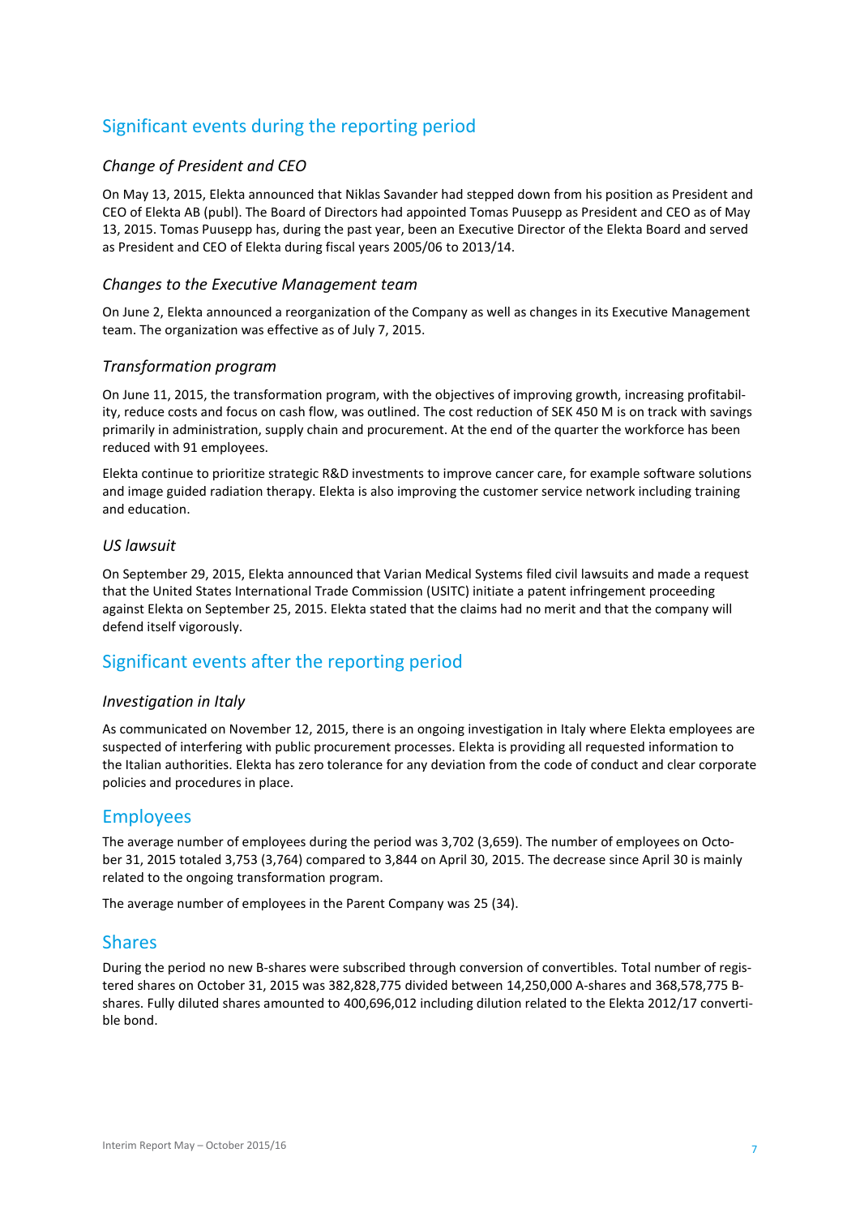## Significant events during the reporting period

### *Change of President and CEO*

On May 13, 2015, Elekta announced that Niklas Savander had stepped down from his position as President and CEO of Elekta AB (publ). The Board of Directors had appointed Tomas Puusepp as President and CEO as of May 13, 2015. Tomas Puusepp has, during the past year, been an Executive Director of the Elekta Board and served as President and CEO of Elekta during fiscal years 2005/06 to 2013/14.

### *Changes to the Executive Management team*

On June 2, Elekta announced a reorganization of the Company as well as changes in its Executive Management team. The organization was effective as of July 7, 2015.

### *Transformation program*

On June 11, 2015, the transformation program, with the objectives of improving growth, increasing profitability, reduce costs and focus on cash flow, was outlined. The cost reduction of SEK 450 M is on track with savings primarily in administration, supply chain and procurement. At the end of the quarter the workforce has been reduced with 91 employees.

Elekta continue to prioritize strategic R&D investments to improve cancer care, for example software solutions and image guided radiation therapy. Elekta is also improving the customer service network including training and education.

### *US lawsuit*

On September 29, 2015, Elekta announced that Varian Medical Systems filed civil lawsuits and made a request that the United States International Trade Commission (USITC) initiate a patent infringement proceeding against Elekta on September 25, 2015. Elekta stated that the claims had no merit and that the company will defend itself vigorously.

## Significant events after the reporting period

### *Investigation in Italy*

As communicated on November 12, 2015, there is an ongoing investigation in Italy where Elekta employees are suspected of interfering with public procurement processes. Elekta is providing all requested information to the Italian authorities. Elekta has zero tolerance for any deviation from the code of conduct and clear corporate policies and procedures in place.

## Employees

The average number of employees during the period was 3,702 (3,659). The number of employees on October 31, 2015 totaled 3,753 (3,764) compared to 3,844 on April 30, 2015. The decrease since April 30 is mainly related to the ongoing transformation program.

The average number of employees in the Parent Company was 25 (34).

## Shares

During the period no new B-shares were subscribed through conversion of convertibles. Total number of registered shares on October 31, 2015 was 382,828,775 divided between 14,250,000 A-shares and 368,578,775 B-shares. Fully diluted shares amounted to 400,696,012 including dilution related to the Elekta 2012/17 convertible bond.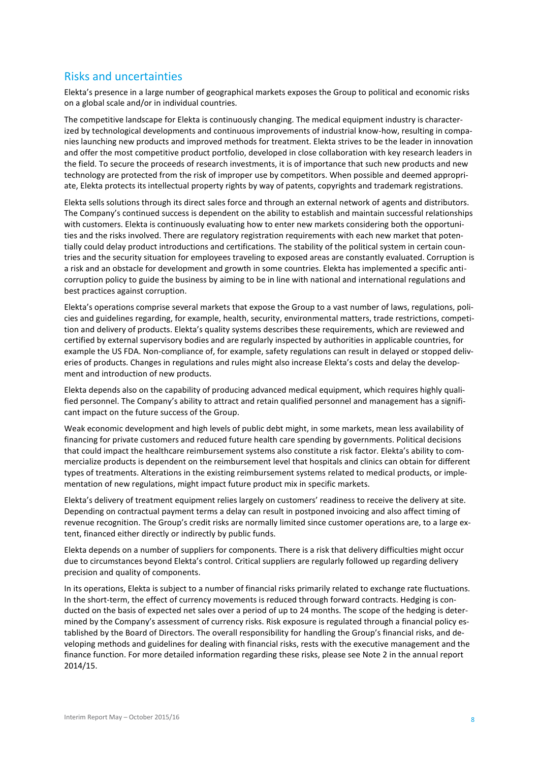## Risks and uncertainties

Elekta's presence in a large number of geographical markets exposes the Group to political and economic risks on a global scale and/or in individual countries.

The competitive landscape for Elekta is continuously changing. The medical equipment industry is characterized by technological developments and continuous improvements of industrial know-how, resulting in companies launching new products and improved methods for treatment. Elekta strives to be the leader in innovation and offer the most competitive product portfolio, developed in close collaboration with key research leaders in the field. To secure the proceeds of research investments, it is of importance that such new products and new technology are protected from the risk of improper use by competitors. When possible and deemed appropriate, Elekta protects its intellectual property rights by way of patents, copyrights and trademark registrations.

Elekta sells solutions through its direct sales force and through an external network of agents and distributors. The Company's continued success is dependent on the ability to establish and maintain successful relationships with customers. Elekta is continuously evaluating how to enter new markets considering both the opportunities and the risks involved. There are regulatory registration requirements with each new market that potentially could delay product introductions and certifications. The stability of the political system in certain countries and the security situation for employees traveling to exposed areas are constantly evaluated. Corruption is a risk and an obstacle for development and growth in some countries. Elekta has implemented a specific anti-corruption policy to guide the business by aiming to be in line with national and international regulations and best practices against corruption.

Elekta's operations comprise several markets that expose the Group to a vast number of laws, regulations, policies and guidelines regarding, for example, health, security, environmental matters, trade restrictions, competition and delivery of products. Elekta's quality systems describes these requirements, which are reviewed and certified by external supervisory bodies and are regularly inspected by authorities in applicable countries, for example the US FDA. Non-compliance of, for example, safety regulations can result in delayed or stopped deliveries of products. Changes in regulations and rules might also increase Elekta's costs and delay the development and introduction of new products.

Elekta depends also on the capability of producing advanced medical equipment, which requires highly qualified personnel. The Company's ability to attract and retain qualified personnel and management has a significant impact on the future success of the Group.

Weak economic development and high levels of public debt might, in some markets, mean less availability of financing for private customers and reduced future health care spending by governments. Political decisions that could impact the healthcare reimbursement systems also constitute a risk factor. Elekta's ability to commercialize products is dependent on the reimbursement level that hospitals and clinics can obtain for different types of treatments. Alterations in the existing reimbursement systems related to medical products, or implementation of new regulations, might impact future product mix in specific markets.

Elekta's delivery of treatment equipment relies largely on customers' readiness to receive the delivery at site. Depending on contractual payment terms a delay can result in postponed invoicing and also affect timing of revenue recognition. The Group's credit risks are normally limited since customer operations are, to a large extent, financed either directly or indirectly by public funds.

Elekta depends on a number of suppliers for components. There is a risk that delivery difficulties might occur due to circumstances beyond Elekta's control. Critical suppliers are regularly followed up regarding delivery precision and quality of components.

In its operations, Elekta is subject to a number of financial risks primarily related to exchange rate fluctuations. In the short-term, the effect of currency movements is reduced through forward contracts. Hedging is conducted on the basis of expected net sales over a period of up to 24 months. The scope of the hedging is determined by the Company's assessment of currency risks. Risk exposure is regulated through a financial policy established by the Board of Directors. The overall responsibility for handling the Group's financial risks, and developing methods and guidelines for dealing with financial risks, rests with the executive management and the finance function. For more detailed information regarding these risks, please see Note 2 in the annual report 2014/15.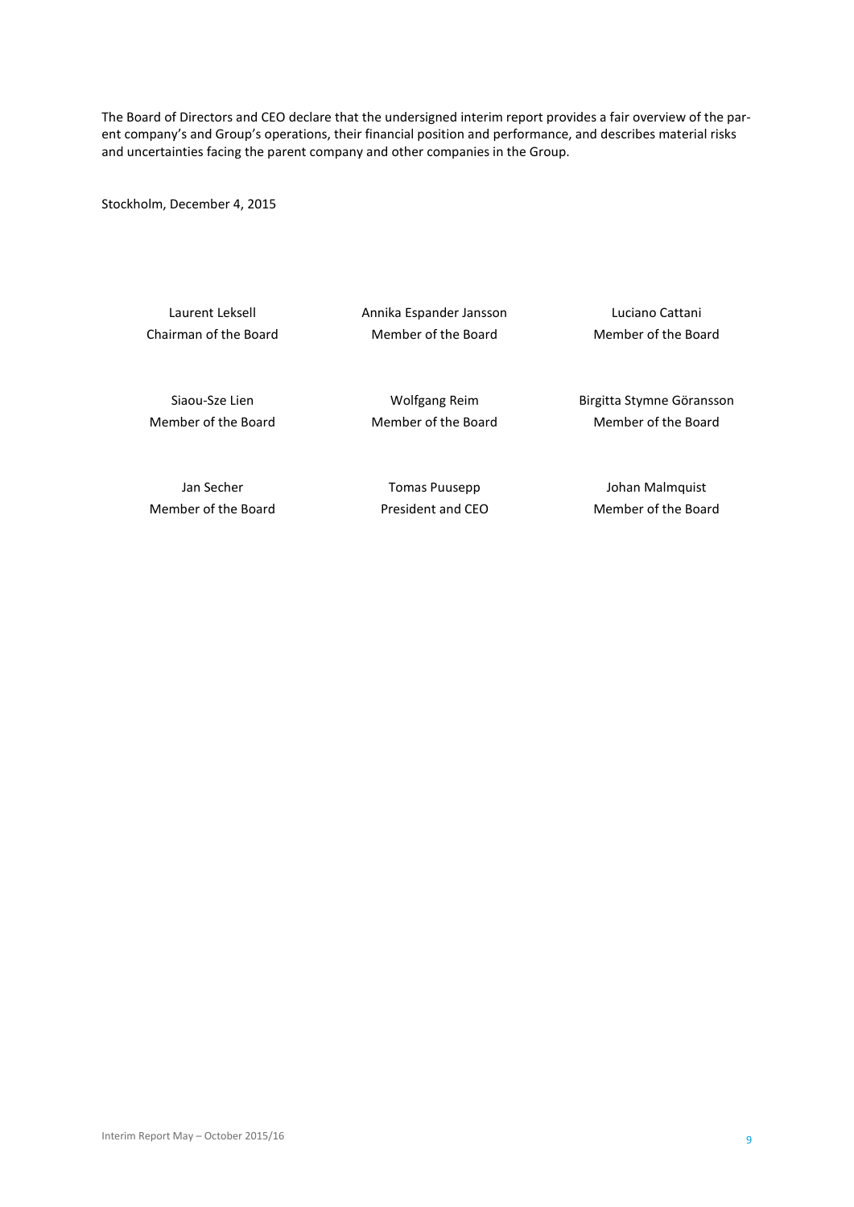The Board of Directors and CEO declare that the undersigned interim report provides a fair overview of the parent company's and Group's operations, their financial position and performance, and describes material risks and uncertainties facing the parent company and other companies in the Group.

Stockholm, December 4, 2015

| | | |
|---|---|---|
| Laurent Leksell<br>Chairman of the Board | Annika Espander Jansson<br>Member of the Board | Luciano Cattani<br>Member of the Board |
| Siaou-Sze Lien<br>Member of the Board | Wolfgang Reim<br>Member of the Board | Birgitta Stymne Göransson<br>Member of the Board |
| Jan Secher<br>Member of the Board | Tomas Puusepp<br>President and CEO | Johan Malmquist<br>Member of the Board |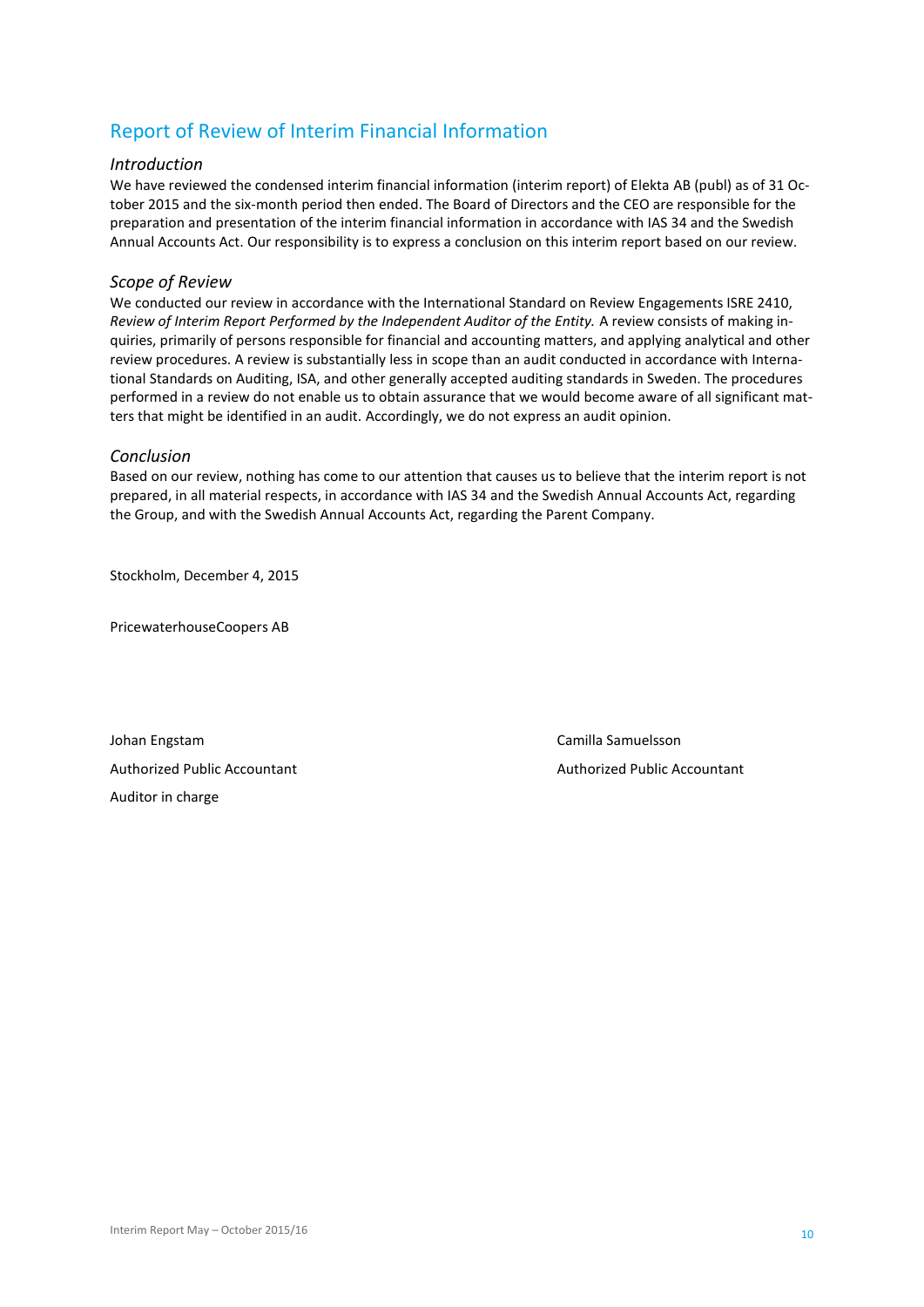## Report of Review of Interim Financial Information

### *Introduction*

We have reviewed the condensed interim financial information (interim report) of Elekta AB (publ) as of 31 October 2015 and the six-month period then ended. The Board of Directors and the CEO are responsible for the preparation and presentation of the interim financial information in accordance with IAS 34 and the Swedish Annual Accounts Act. Our responsibility is to express a conclusion on this interim report based on our review.

### *Scope of Review*

We conducted our review in accordance with the International Standard on Review Engagements ISRE 2410, *Review of Interim Report Performed by the Independent Auditor of the Entity.* A review consists of making inquiries, primarily of persons responsible for financial and accounting matters, and applying analytical and other review procedures. A review is substantially less in scope than an audit conducted in accordance with International Standards on Auditing, ISA, and other generally accepted auditing standards in Sweden. The procedures performed in a review do not enable us to obtain assurance that we would become aware of all significant matters that might be identified in an audit. Accordingly, we do not express an audit opinion.

### *Conclusion*

Based on our review, nothing has come to our attention that causes us to believe that the interim report is not prepared, in all material respects, in accordance with IAS 34 and the Swedish Annual Accounts Act, regarding the Group, and with the Swedish Annual Accounts Act, regarding the Parent Company.

Stockholm, December 4, 2015

PricewaterhouseCoopers AB

Johan Engstam
Authorized Public Accountant
Auditor in charge

Camilla Samuelsson
Authorized Public Accountant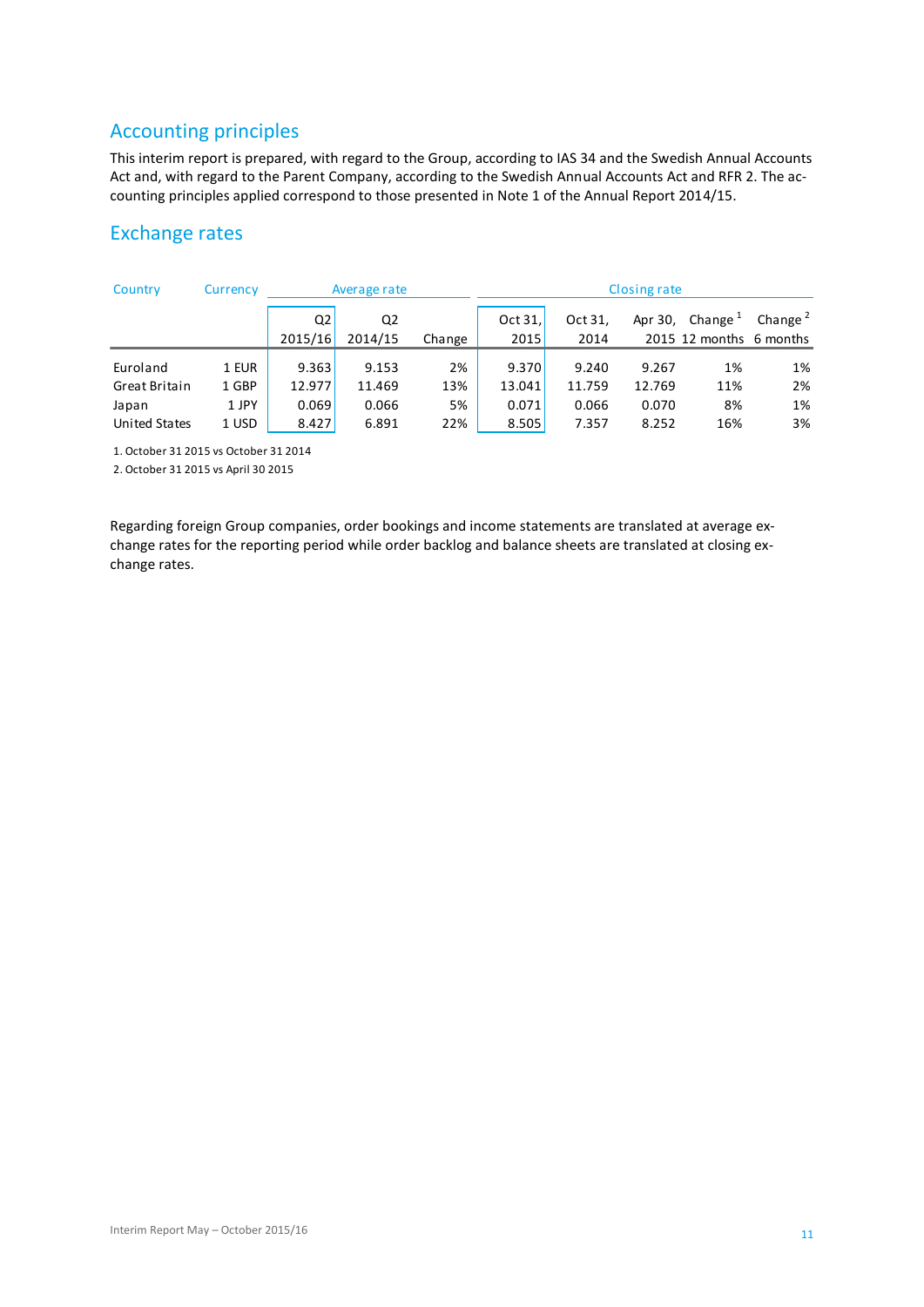## Accounting principles

This interim report is prepared, with regard to the Group, according to IAS 34 and the Swedish Annual Accounts Act and, with regard to the Parent Company, according to the Swedish Annual Accounts Act and RFR 2. The accounting principles applied correspond to those presented in Note 1 of the Annual Report 2014/15.

## Exchange rates

| Country | Currency | Average rate | | | Closing rate | | | | |
|---|---|---|---|---|---|---|---|---|---|
| | | Q2 2015/16 | Q2 2014/15 | Change | Oct 31, 2015 | Oct 31, 2014 | Apr 30, 2015 | Change [1] 12 months | Change [2] 6 months |
| Euroland | 1 EUR | 9.363 | 9.153 | 2% | 9.370 | 9.240 | 9.267 | 1% | 1% |
| Great Britain | 1 GBP | 12.977 | 11.469 | 13% | 13.041 | 11.759 | 12.769 | 11% | 2% |
| Japan | 1 JPY | 0.069 | 0.066 | 5% | 0.071 | 0.066 | 0.070 | 8% | 1% |
| United States | 1 USD | 8.427 | 6.891 | 22% | 8.505 | 7.357 | 8.252 | 16% | 3% |

1. October 31 2015 vs October 31 2014
2. October 31 2015 vs April 30 2015

Regarding foreign Group companies, order bookings and income statements are translated at average exchange rates for the reporting period while order backlog and balance sheets are translated at closing exchange rates.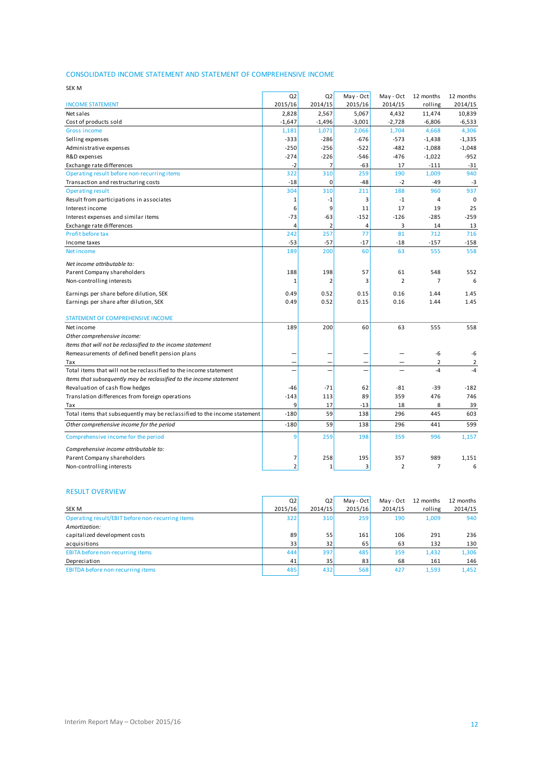## CONSOLIDATED INCOME STATEMENT AND STATEMENT OF COMPREHENSIVE INCOME

SEK M

| INCOME STATEMENT | Q2 2015/16 | Q2 2014/15 | May - Oct 2015/16 | May - Oct 2014/15 | 12 months rolling | 12 months 2014/15 |
|---|---|---|---|---|---|---|
| Net sales | 2,828 | 2,567 | 5,067 | 4,432 | 11,474 | 10,839 |
| Cost of products sold | -1,647 | -1,496 | -3,001 | -2,728 | -6,806 | -6,533 |
| Gross income | 1,181 | 1,071 | 2,066 | 1,704 | 4,668 | 4,306 |
| Selling expenses | -333 | -286 | -676 | -573 | -1,438 | -1,335 |
| Administrative expenses | -250 | -256 | -522 | -482 | -1,088 | -1,048 |
| R&D expenses | -274 | -226 | -546 | -476 | -1,022 | -952 |
| Exchange rate differences | -2 | 7 | -63 | 17 | -111 | -31 |
| Operating result before non-recurring items | 322 | 310 | 259 | 190 | 1,009 | 940 |
| Transaction and restructuring costs | -18 | 0 | -48 | -2 | -49 | -3 |
| Operating result | 304 | 310 | 211 | 188 | 960 | 937 |
| Result from participations in associates | 1 | -1 | 3 | -1 | 4 | 0 |
| Interest income | 6 | 9 | 11 | 17 | 19 | 25 |
| Interest expenses and similar items | -73 | -63 | -152 | -126 | -285 | -259 |
| Exchange rate differences | 4 | 2 | 4 | 3 | 14 | 13 |
| Profit before tax | 242 | 257 | 77 | 81 | 712 | 716 |
| Income taxes | -53 | -57 | -17 | -18 | -157 | -158 |
| Net income | 189 | 200 | 60 | 63 | 555 | 558 |
| *Net income attributable to:* | | | | | | |
| Parent Company shareholders | 188 | 198 | 57 | 61 | 548 | 552 |
| Non-controlling interests | 1 | 2 | 3 | 2 | 7 | 6 |
| Earnings per share before dilution, SEK | 0.49 | 0.52 | 0.15 | 0.16 | 1.44 | 1.45 |
| Earnings per share after dilution, SEK | 0.49 | 0.52 | 0.15 | 0.16 | 1.44 | 1.45 |

| STATEMENT OF COMPREHENSIVE INCOME | Q2 2015/16 | Q2 2014/15 | May - Oct 2015/16 | May - Oct 2014/15 | 12 months rolling | 12 months 2014/15 |
|---|---|---|---|---|---|---|
| Net income | 189 | 200 | 60 | 63 | 555 | 558 |
| *Other comprehensive income:* | | | | | | |
| *Items that will not be reclassified to the income statement* | | | | | | |
| Remeasurements of defined benefit pension plans | – | – | – | – | -6 | -6 |
| Tax | – | – | – | – | 2 | 2 |
| Total items that will not be reclassified to the income statement | – | – | – | – | -4 | -4 |
| *Items that subsequently may be reclassified to the income statement* | | | | | | |
| Revaluation of cash flow hedges | -46 | -71 | 62 | -81 | -39 | -182 |
| Translation differences from foreign operations | -143 | 113 | 89 | 359 | 476 | 746 |
| Tax | 9 | 17 | -13 | 18 | 8 | 39 |
| Total items that subsequently may be reclassified to the income statement | -180 | 59 | 138 | 296 | 445 | 603 |
| *Other comprehensive income for the period* | -180 | 59 | 138 | 296 | 441 | 599 |
| Comprehensive income for the period | 9 | 259 | 198 | 359 | 996 | 1,157 |
| *Comprehensive income attributable to:* | | | | | | |
| Parent Company shareholders | 7 | 258 | 195 | 357 | 989 | 1,151 |
| Non-controlling interests | 2 | 1 | 3 | 2 | 7 | 6 |

## RESULT OVERVIEW

| SEK M | Q2 2015/16 | Q2 2014/15 | May - Oct 2015/16 | May - Oct 2014/15 | 12 months rolling | 12 months 2014/15 |
|---|---|---|---|---|---|---|
| Operating result/EBIT before non-recurring items | 322 | 310 | 259 | 190 | 1,009 | 940 |
| *Amortization:* | | | | | | |
| capitalized development costs | 89 | 55 | 161 | 106 | 291 | 236 |
| acquisitions | 33 | 32 | 65 | 63 | 132 | 130 |
| EBITA before non-recurring items | 444 | 397 | 485 | 359 | 1,432 | 1,306 |
| Depreciation | 41 | 35 | 83 | 68 | 161 | 146 |
| EBITDA before non-recurring items | 485 | 432 | 568 | 427 | 1,593 | 1,452 |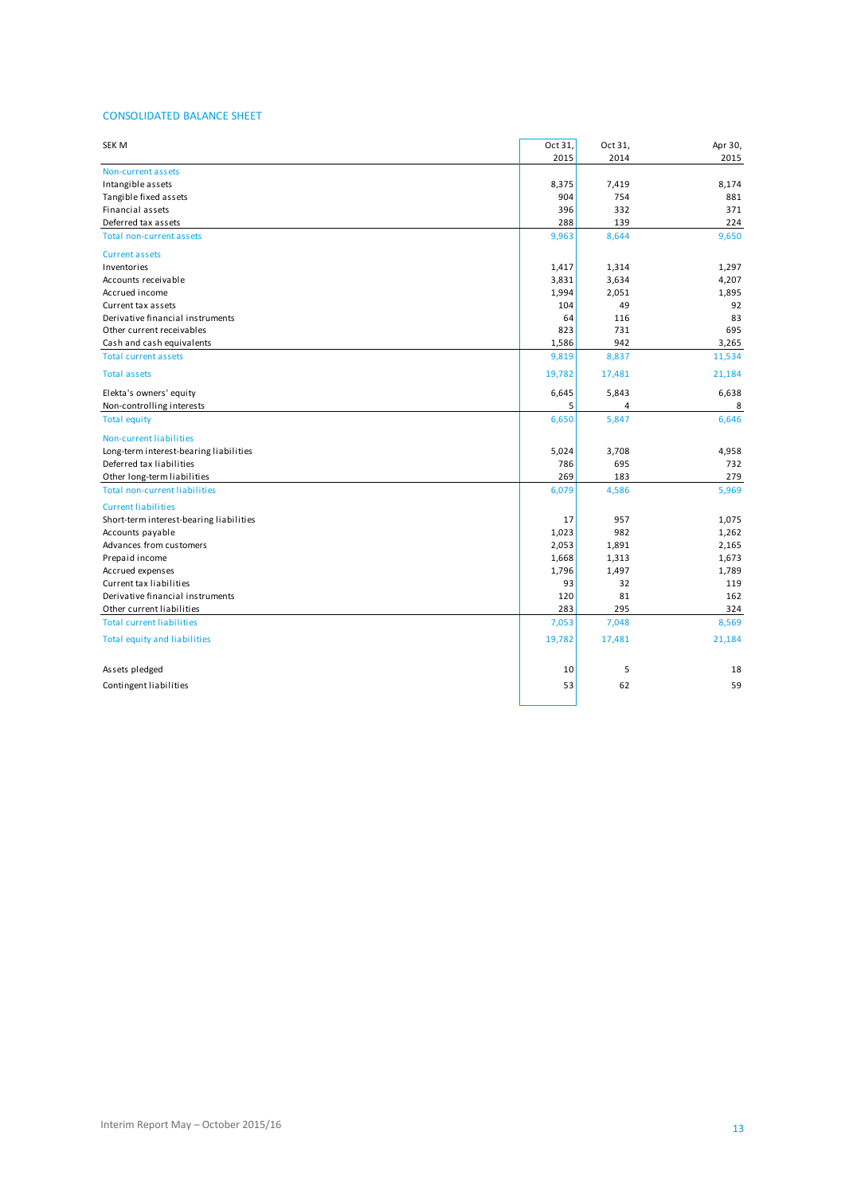## CONSOLIDATED BALANCE SHEET

| SEK M | Oct 31, 2015 | Oct 31, 2014 | Apr 30, 2015 |
|---|---|---|---|
| **Non-current assets** | | | |
| Intangible assets | 8,375 | 7,419 | 8,174 |
| Tangible fixed assets | 904 | 754 | 881 |
| Financial assets | 396 | 332 | 371 |
| Deferred tax assets | 288 | 139 | 224 |
| **Total non-current assets** | 9,963 | 8,644 | 9,650 |
| **Current assets** | | | |
| Inventories | 1,417 | 1,314 | 1,297 |
| Accounts receivable | 3,831 | 3,634 | 4,207 |
| Accrued income | 1,994 | 2,051 | 1,895 |
| Current tax assets | 104 | 49 | 92 |
| Derivative financial instruments | 64 | 116 | 83 |
| Other current receivables | 823 | 731 | 695 |
| Cash and cash equivalents | 1,586 | 942 | 3,265 |
| **Total current assets** | 9,819 | 8,837 | 11,534 |
| **Total assets** | 19,782 | 17,481 | 21,184 |
| Elekta's owners' equity | 6,645 | 5,843 | 6,638 |
| Non-controlling interests | 5 | 4 | 8 |
| **Total equity** | 6,650 | 5,847 | 6,646 |
| **Non-current liabilities** | | | |
| Long-term interest-bearing liabilities | 5,024 | 3,708 | 4,958 |
| Deferred tax liabilities | 786 | 695 | 732 |
| Other long-term liabilities | 269 | 183 | 279 |
| **Total non-current liabilities** | 6,079 | 4,586 | 5,969 |
| **Current liabilities** | | | |
| Short-term interest-bearing liabilities | 17 | 957 | 1,075 |
| Accounts payable | 1,023 | 982 | 1,262 |
| Advances from customers | 2,053 | 1,891 | 2,165 |
| Prepaid income | 1,668 | 1,313 | 1,673 |
| Accrued expenses | 1,796 | 1,497 | 1,789 |
| Current tax liabilities | 93 | 32 | 119 |
| Derivative financial instruments | 120 | 81 | 162 |
| Other current liabilities | 283 | 295 | 324 |
| **Total current liabilities** | 7,053 | 7,048 | 8,569 |
| **Total equity and liabilities** | 19,782 | 17,481 | 21,184 |
| | | | |
| Assets pledged | 10 | 5 | 18 |
| Contingent liabilities | 53 | 62 | 59 |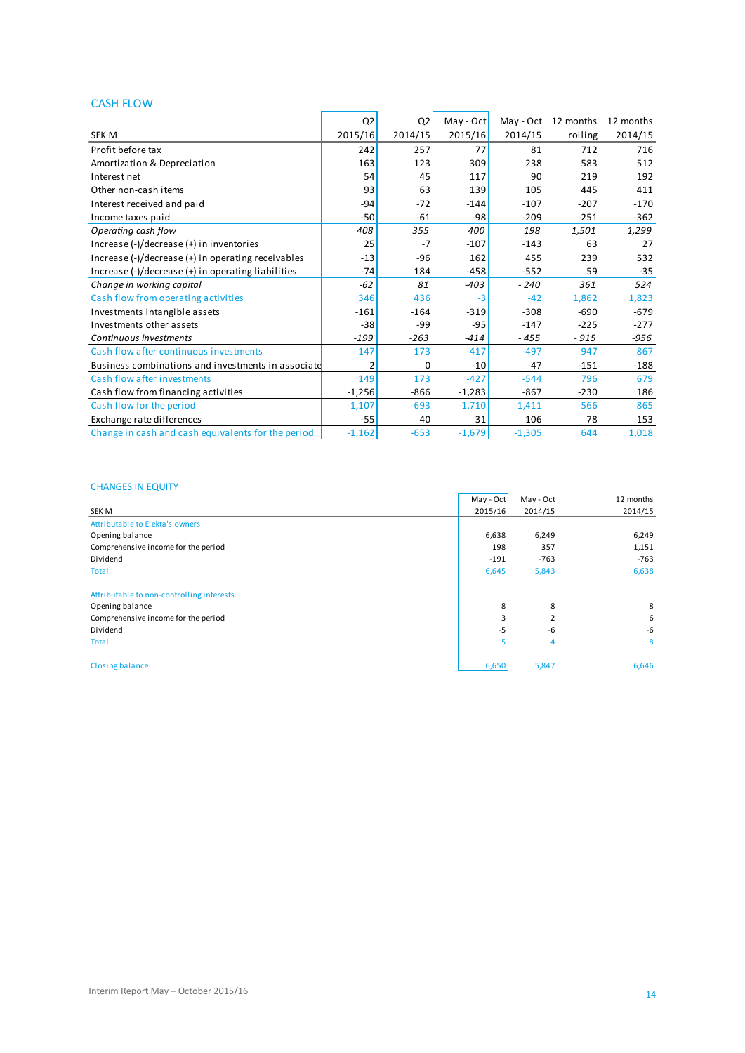## CASH FLOW

| SEK M | Q2 2015/16 | Q2 2014/15 | May - Oct 2015/16 | May - Oct 2014/15 | 12 months rolling | 12 months 2014/15 |
|---|---|---|---|---|---|---|
| Profit before tax | 242 | 257 | 77 | 81 | 712 | 716 |
| Amortization & Depreciation | 163 | 123 | 309 | 238 | 583 | 512 |
| Interest net | 54 | 45 | 117 | 90 | 219 | 192 |
| Other non-cash items | 93 | 63 | 139 | 105 | 445 | 411 |
| Interest received and paid | -94 | -72 | -144 | -107 | -207 | -170 |
| Income taxes paid | -50 | -61 | -98 | -209 | -251 | -362 |
| *Operating cash flow* | *408* | *355* | *400* | *198* | *1,501* | *1,299* |
| Increase (-)/decrease (+) in inventories | 25 | -7 | -107 | -143 | 63 | 27 |
| Increase (-)/decrease (+) in operating receivables | -13 | -96 | 162 | 455 | 239 | 532 |
| Increase (-)/decrease (+) in operating liabilities | -74 | 184 | -458 | -552 | 59 | -35 |
| *Change in working capital* | *-62* | *81* | *-403* | *- 240* | *361* | *524* |
| Cash flow from operating activities | 346 | 436 | -3 | -42 | 1,862 | 1,823 |
| Investments intangible assets | -161 | -164 | -319 | -308 | -690 | -679 |
| Investments other assets | -38 | -99 | -95 | -147 | -225 | -277 |
| *Continuous investments* | *-199* | *-263* | *-414* | *- 455* | *- 915* | *-956* |
| Cash flow after continuous investments | 147 | 173 | -417 | -497 | 947 | 867 |
| Business combinations and investments in associate | 2 | 0 | -10 | -47 | -151 | -188 |
| Cash flow after investments | 149 | 173 | -427 | -544 | 796 | 679 |
| Cash flow from financing activities | -1,256 | -866 | -1,283 | -867 | -230 | 186 |
| Cash flow for the period | -1,107 | -693 | -1,710 | -1,411 | 566 | 865 |
| Exchange rate differences | -55 | 40 | 31 | 106 | 78 | 153 |
| Change in cash and cash equivalents for the period | -1,162 | -653 | -1,679 | -1,305 | 644 | 1,018 |

## CHANGES IN EQUITY

| SEK M | May - Oct 2015/16 | May - Oct 2014/15 | 12 months 2014/15 |
|---|---|---|---|
| Attributable to Elekta's owners | | | |
| Opening balance | 6,638 | 6,249 | 6,249 |
| Comprehensive income for the period | 198 | 357 | 1,151 |
| Dividend | -191 | -763 | -763 |
| Total | 6,645 | 5,843 | 6,638 |
| | | | |
| Attributable to non-controlling interests | | | |
| Opening balance | 8 | 8 | 8 |
| Comprehensive income for the period | 3 | 2 | 6 |
| Dividend | -5 | -6 | -6 |
| Total | 5 | 4 | 8 |
| | | | |
| Closing balance | 6,650 | 5,847 | 6,646 |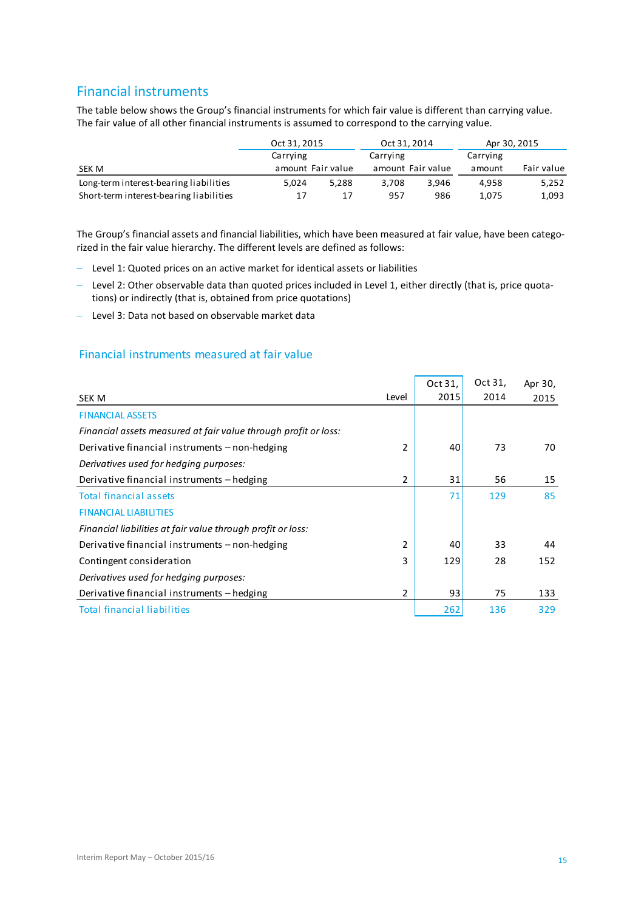## Financial instruments

The table below shows the Group's financial instruments for which fair value is different than carrying value. The fair value of all other financial instruments is assumed to correspond to the carrying value.

| SEK M | Oct 31, 2015 | | Oct 31, 2014 | | Apr 30, 2015 | |
|---|---|---|---|---|---|---|
| | Carrying amount | Fair value | Carrying amount | Fair value | Carrying amount | Fair value |
| Long-term interest-bearing liabilities | 5,024 | 5,288 | 3,708 | 3,946 | 4,958 | 5,252 |
| Short-term interest-bearing liabilities | 17 | 17 | 957 | 986 | 1,075 | 1,093 |

The Group's financial assets and financial liabilities, which have been measured at fair value, have been categorized in the fair value hierarchy. The different levels are defined as follows:

- Level 1: Quoted prices on an active market for identical assets or liabilities
- Level 2: Other observable data than quoted prices included in Level 1, either directly (that is, price quotations) or indirectly (that is, obtained from price quotations)
- Level 3: Data not based on observable market data

### Financial instruments measured at fair value

| SEK M | Level | Oct 31, 2015 | Oct 31, 2014 | Apr 30, 2015 |
|---|---|---|---|---|
| FINANCIAL ASSETS | | | | |
| *Financial assets measured at fair value through profit or loss:* | | | | |
| Derivative financial instruments – non-hedging | 2 | 40 | 73 | 70 |
| *Derivatives used for hedging purposes:* | | | | |
| Derivative financial instruments – hedging | 2 | 31 | 56 | 15 |
| Total financial assets | | 71 | 129 | 85 |
| FINANCIAL LIABILITIES | | | | |
| *Financial liabilities at fair value through profit or loss:* | | | | |
| Derivative financial instruments – non-hedging | 2 | 40 | 33 | 44 |
| Contingent consideration | 3 | 129 | 28 | 152 |
| *Derivatives used for hedging purposes:* | | | | |
| Derivative financial instruments – hedging | 2 | 93 | 75 | 133 |
| Total financial liabilities | | 262 | 136 | 329 |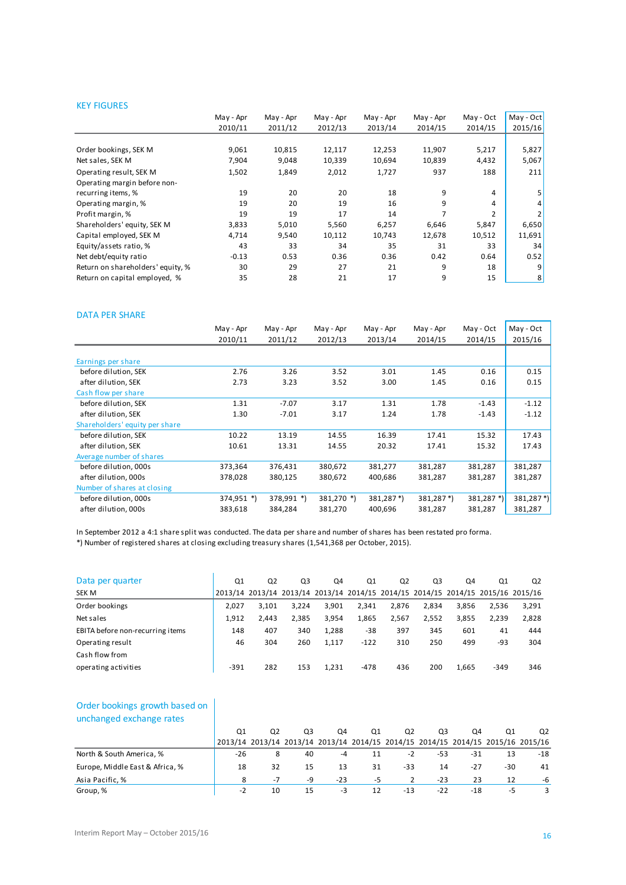## KEY FIGURES

| | May - Apr 2010/11 | May - Apr 2011/12 | May - Apr 2012/13 | May - Apr 2013/14 | May - Apr 2014/15 | May - Oct 2014/15 | May - Oct 2015/16 |
|---|---|---|---|---|---|---|---|
| Order bookings, SEK M | 9,061 | 10,815 | 12,117 | 12,253 | 11,907 | 5,217 | 5,827 |
| Net sales, SEK M | 7,904 | 9,048 | 10,339 | 10,694 | 10,839 | 4,432 | 5,067 |
| Operating result, SEK M | 1,502 | 1,849 | 2,012 | 1,727 | 937 | 188 | 211 |
| Operating margin before non-recurring items, % | 19 | 20 | 20 | 18 | 9 | 4 | 5 |
| Operating margin, % | 19 | 20 | 19 | 16 | 9 | 4 | 4 |
| Profit margin, % | 19 | 19 | 17 | 14 | 7 | 2 | 2 |
| Shareholders' equity, SEK M | 3,833 | 5,010 | 5,560 | 6,257 | 6,646 | 5,847 | 6,650 |
| Capital employed, SEK M | 4,714 | 9,540 | 10,112 | 10,743 | 12,678 | 10,512 | 11,691 |
| Equity/assets ratio, % | 43 | 33 | 34 | 35 | 31 | 33 | 34 |
| Net debt/equity ratio | -0.13 | 0.53 | 0.36 | 0.36 | 0.42 | 0.64 | 0.52 |
| Return on shareholders' equity, % | 30 | 29 | 27 | 21 | 9 | 18 | 9 |
| Return on capital employed, % | 35 | 28 | 21 | 17 | 9 | 15 | 8 |

## DATA PER SHARE

| | May - Apr 2010/11 | May - Apr 2011/12 | May - Apr 2012/13 | May - Apr 2013/14 | May - Apr 2014/15 | May - Oct 2014/15 | May - Oct 2015/16 |
|---|---|---|---|---|---|---|---|
| **Earnings per share** | | | | | | | |
| before dilution, SEK | 2.76 | 3.26 | 3.52 | 3.01 | 1.45 | 0.16 | 0.15 |
| after dilution, SEK | 2.73 | 3.23 | 3.52 | 3.00 | 1.45 | 0.16 | 0.15 |
| **Cash flow per share** | | | | | | | |
| before dilution, SEK | 1.31 | -7.07 | 3.17 | 1.31 | 1.78 | -1.43 | -1.12 |
| after dilution, SEK | 1.30 | -7.01 | 3.17 | 1.24 | 1.78 | -1.43 | -1.12 |
| **Shareholders' equity per share** | | | | | | | |
| before dilution, SEK | 10.22 | 13.19 | 14.55 | 16.39 | 17.41 | 15.32 | 17.43 |
| after dilution, SEK | 10.61 | 13.31 | 14.55 | 20.32 | 17.41 | 15.32 | 17.43 |
| **Average number of shares** | | | | | | | |
| before dilution, 000s | 373,364 | 376,431 | 380,672 | 381,277 | 381,287 | 381,287 | 381,287 |
| after dilution, 000s | 378,028 | 380,125 | 380,672 | 400,686 | 381,287 | 381,287 | 381,287 |
| **Number of shares at closing** | | | | | | | |
| before dilution, 000s | 374,951 *) | 378,991 *) | 381,270 *) | 381,287 *) | 381,287 *) | 381,287 *) | 381,287 *) |
| after dilution, 000s | 383,618 | 384,284 | 381,270 | 400,696 | 381,287 | 381,287 | 381,287 |

In September 2012 a 4:1 share split was conducted. The data per share and number of shares has been restated pro forma.
*) Number of registered shares at closing excluding treasury shares (1,541,368 per October, 2015).

| Data per quarter SEK M | Q1 2013/14 | Q2 2013/14 | Q3 2013/14 | Q4 2013/14 | Q1 2014/15 | Q2 2014/15 | Q3 2014/15 | Q4 2014/15 | Q1 2015/16 | Q2 2015/16 |
|---|---|---|---|---|---|---|---|---|---|---|
| Order bookings | 2,027 | 3,101 | 3,224 | 3,901 | 2,341 | 2,876 | 2,834 | 3,856 | 2,536 | 3,291 |
| Net sales | 1,912 | 2,443 | 2,385 | 3,954 | 1,865 | 2,567 | 2,552 | 3,855 | 2,239 | 2,828 |
| EBITA before non-recurring items | 148 | 407 | 340 | 1,288 | -38 | 397 | 345 | 601 | 41 | 444 |
| Operating result | 46 | 304 | 260 | 1,117 | -122 | 310 | 250 | 499 | -93 | 304 |
| Cash flow from operating activities | -391 | 282 | 153 | 1,231 | -478 | 436 | 200 | 1,665 | -349 | 346 |

| Order bookings growth based on unchanged exchange rates | Q1 2013/14 | Q2 2013/14 | Q3 2013/14 | Q4 2013/14 | Q1 2014/15 | Q2 2014/15 | Q3 2014/15 | Q4 2014/15 | Q1 2015/16 | Q2 2015/16 |
|---|---|---|---|---|---|---|---|---|---|---|
| North & South America, % | -26 | 8 | 40 | -4 | 11 | -2 | -53 | -31 | 13 | -18 |
| Europe, Middle East & Africa, % | 18 | 32 | 15 | 13 | 31 | -33 | 14 | -27 | -30 | 41 |
| Asia Pacific, % | 8 | -7 | -9 | -23 | -5 | 2 | -23 | 23 | 12 | -6 |
| Group, % | -2 | 10 | 15 | -3 | 12 | -13 | -22 | -18 | -5 | 3 |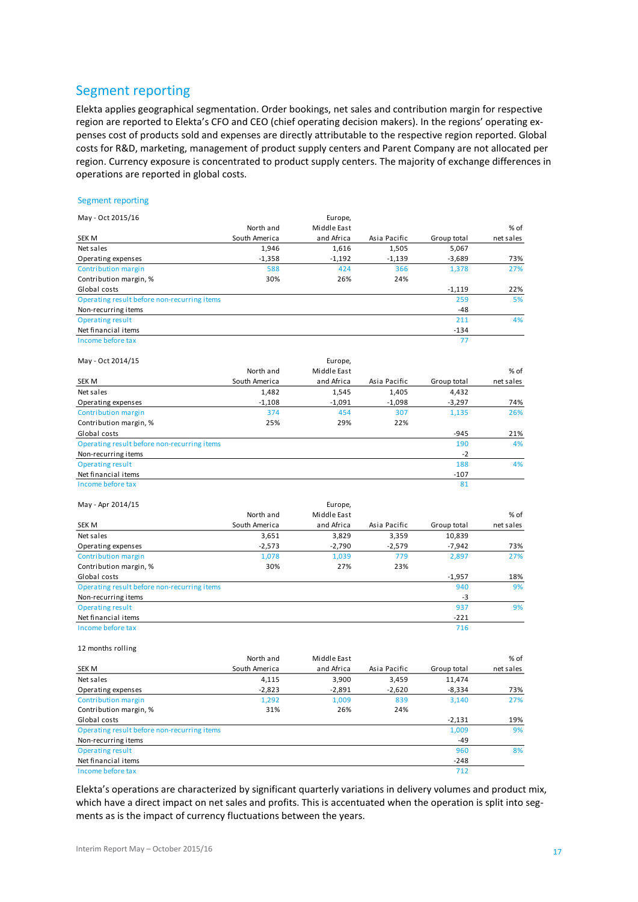## Segment reporting

Elekta applies geographical segmentation. Order bookings, net sales and contribution margin for respective region are reported to Elekta's CFO and CEO (chief operating decision makers). In the regions' operating expenses cost of products sold and expenses are directly attributable to the respective region reported. Global costs for R&D, marketing, management of product supply centers and Parent Company are not allocated per region. Currency exposure is concentrated to product supply centers. The majority of exchange differences in operations are reported in global costs.

### Segment reporting

May - Oct 2015/16

| SEK M | North and South America | Europe, Middle East and Africa | Asia Pacific | Group total | % of net sales |
|---|---|---|---|---|---|
| Net sales | 1,946 | 1,616 | 1,505 | 5,067 | |
| Operating expenses | -1,358 | -1,192 | -1,139 | -3,689 | 73% |
| Contribution margin | 588 | 424 | 366 | 1,378 | 27% |
| Contribution margin, % | 30% | 26% | 24% | | |
| Global costs | | | | -1,119 | 22% |
| Operating result before non-recurring items | | | | 259 | 5% |
| Non-recurring items | | | | -48 | |
| Operating result | | | | 211 | 4% |
| Net financial items | | | | -134 | |
| Income before tax | | | | 77 | |

May - Oct 2014/15

| SEK M | North and South America | Europe, Middle East and Africa | Asia Pacific | Group total | % of net sales |
|---|---|---|---|---|---|
| Net sales | 1,482 | 1,545 | 1,405 | 4,432 | |
| Operating expenses | -1,108 | -1,091 | -1,098 | -3,297 | 74% |
| Contribution margin | 374 | 454 | 307 | 1,135 | 26% |
| Contribution margin, % | 25% | 29% | 22% | | |
| Global costs | | | | -945 | 21% |
| Operating result before non-recurring items | | | | 190 | 4% |
| Non-recurring items | | | | -2 | |
| Operating result | | | | 188 | 4% |
| Net financial items | | | | -107 | |
| Income before tax | | | | 81 | |

May - Apr 2014/15

| SEK M | North and South America | Europe, Middle East and Africa | Asia Pacific | Group total | % of net sales |
|---|---|---|---|---|---|
| Net sales | 3,651 | 3,829 | 3,359 | 10,839 | |
| Operating expenses | -2,573 | -2,790 | -2,579 | -7,942 | 73% |
| Contribution margin | 1,078 | 1,039 | 779 | 2,897 | 27% |
| Contribution margin, % | 30% | 27% | 23% | | |
| Global costs | | | | -1,957 | 18% |
| Operating result before non-recurring items | | | | 940 | 9% |
| Non-recurring items | | | | -3 | |
| Operating result | | | | 937 | 9% |
| Net financial items | | | | -221 | |
| Income before tax | | | | 716 | |

12 months rolling

| SEK M | North and South America | Middle East and Africa | Asia Pacific | Group total | % of net sales |
|---|---|---|---|---|---|
| Net sales | 4,115 | 3,900 | 3,459 | 11,474 | |
| Operating expenses | -2,823 | -2,891 | -2,620 | -8,334 | 73% |
| Contribution margin | 1,292 | 1,009 | 839 | 3,140 | 27% |
| Contribution margin, % | 31% | 26% | 24% | | |
| Global costs | | | | -2,131 | 19% |
| Operating result before non-recurring items | | | | 1,009 | 9% |
| Non-recurring items | | | | -49 | |
| Operating result | | | | 960 | 8% |
| Net financial items | | | | -248 | |
| Income before tax | | | | 712 | |

Elekta's operations are characterized by significant quarterly variations in delivery volumes and product mix, which have a direct impact on net sales and profits. This is accentuated when the operation is split into segments as is the impact of currency fluctuations between the years.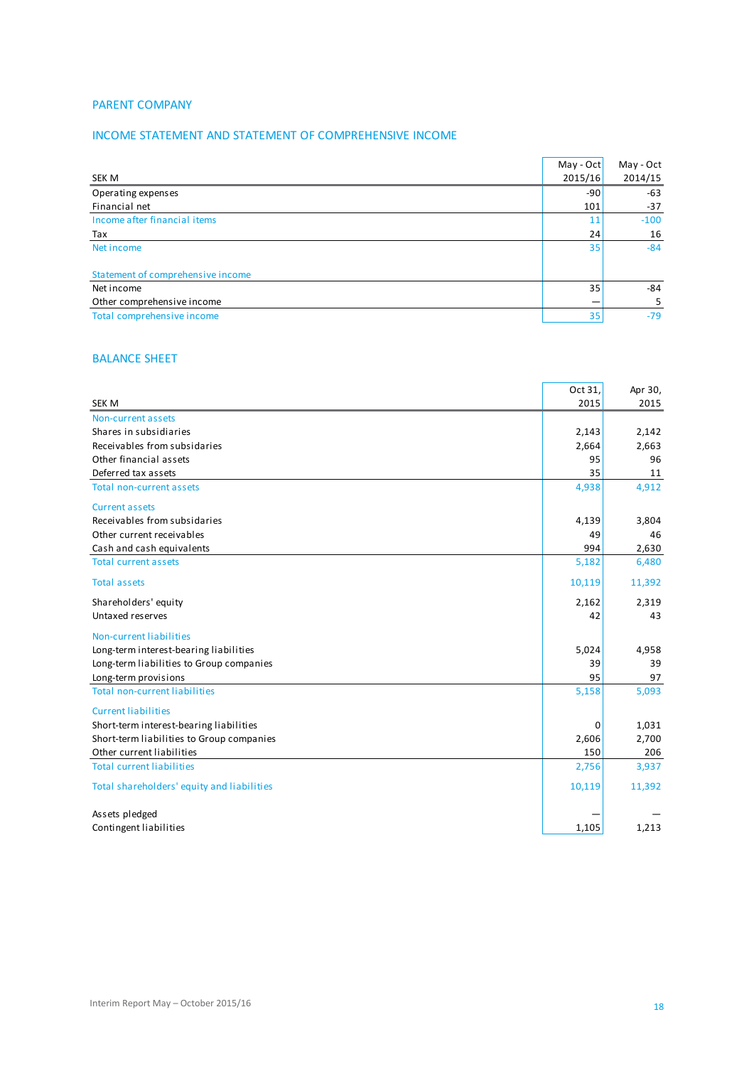## PARENT COMPANY

### INCOME STATEMENT AND STATEMENT OF COMPREHENSIVE INCOME

| SEK M | May - Oct 2015/16 | May - Oct 2014/15 |
|---|---|---|
| Operating expenses | -90 | -63 |
| Financial net | 101 | -37 |
| Income after financial items | 11 | -100 |
| Tax | 24 | 16 |
| Net income | 35 | -84 |
| | | |
| Statement of comprehensive income | | |
| Net income | 35 | -84 |
| Other comprehensive income | — | 5 |
| Total comprehensive income | 35 | -79 |

### BALANCE SHEET

| SEK M | Oct 31, 2015 | Apr 30, 2015 |
|---|---|---|
| Non-current assets | | |
| Shares in subsidiaries | 2,143 | 2,142 |
| Receivables from subsidaries | 2,664 | 2,663 |
| Other financial assets | 95 | 96 |
| Deferred tax assets | 35 | 11 |
| Total non-current assets | 4,938 | 4,912 |
| Current assets | | |
| Receivables from subsidaries | 4,139 | 3,804 |
| Other current receivables | 49 | 46 |
| Cash and cash equivalents | 994 | 2,630 |
| Total current assets | 5,182 | 6,480 |
| Total assets | 10,119 | 11,392 |
| Shareholders' equity | 2,162 | 2,319 |
| Untaxed reserves | 42 | 43 |
| Non-current liabilities | | |
| Long-term interest-bearing liabilities | 5,024 | 4,958 |
| Long-term liabilities to Group companies | 39 | 39 |
| Long-term provisions | 95 | 97 |
| Total non-current liabilities | 5,158 | 5,093 |
| Current liabilities | | |
| Short-term interest-bearing liabilities | 0 | 1,031 |
| Short-term liabilities to Group companies | 2,606 | 2,700 |
| Other current liabilities | 150 | 206 |
| Total current liabilities | 2,756 | 3,937 |
| Total shareholders' equity and liabilities | 10,119 | 11,392 |
| | | |
| Assets pledged | — | — |
| Contingent liabilities | 1,105 | 1,213 |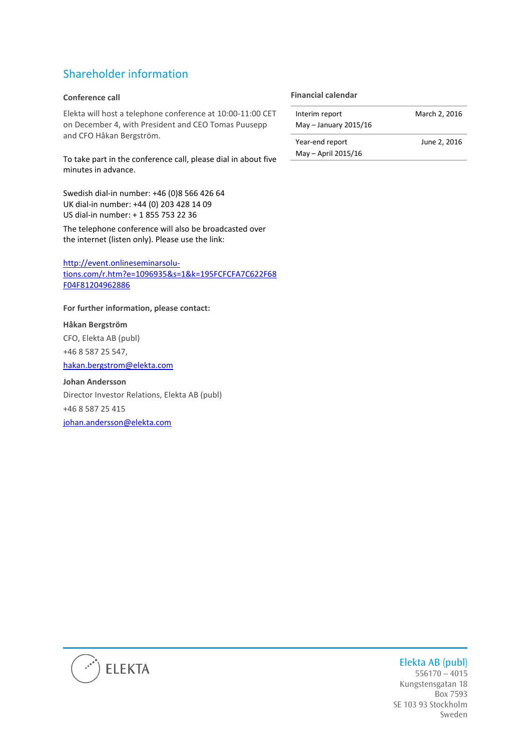# Shareholder information

**Conference call**

Elekta will host a telephone conference at 10:00-11:00 CET on December 4, with President and CEO Tomas Puusepp and CFO Håkan Bergström.

To take part in the conference call, please dial in about five minutes in advance.

Swedish dial-in number: +46 (0)8 566 426 64
UK dial-in number: +44 (0) 203 428 14 09
US dial-in number: + 1 855 753 22 36

The telephone conference will also be broadcasted over the internet (listen only). Please use the link:

http://event.onlineseminarsolutions.com/r.htm?e=1096935&s=1&k=195FCFCFA7C622F68F04F81204962886

**For further information, please contact:**

**Håkan Bergström**
CFO, Elekta AB (publ)
+46 8 587 25 547,
hakan.bergstrom@elekta.com

**Johan Andersson**
Director Investor Relations, Elekta AB (publ)
+46 8 587 25 415
johan.andersson@elekta.com

**Financial calendar**

| | |
|---|---|
| Interim report<br>May – January 2015/16 | March 2, 2016 |
| Year-end report<br>May – April 2015/16 | June 2, 2016 |

ELEKTA

Elekta AB (publ)
556170 – 4015
Kungstensgatan 18
Box 7593
SE 103 93 Stockholm
Sweden